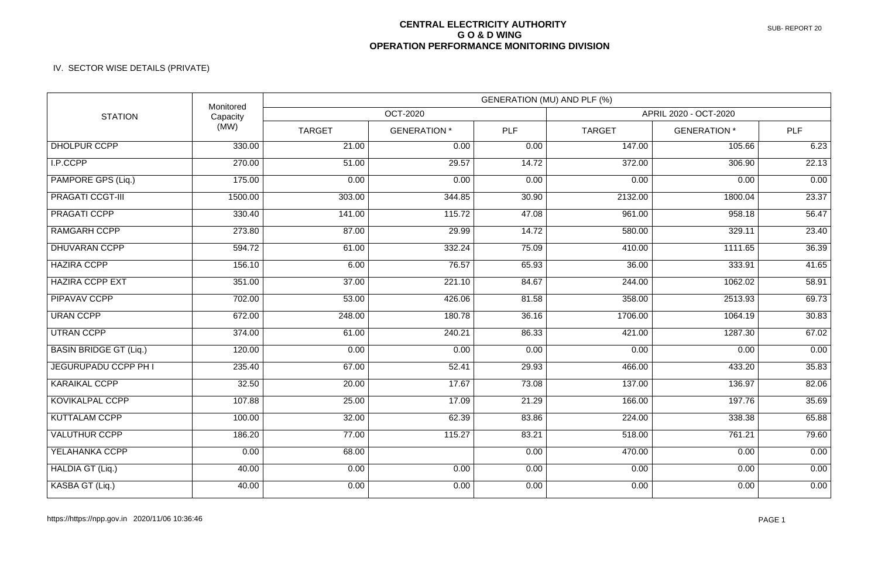# CENTRAL ELECTRICITY AUTHORITY
## G O & D WING
## OPERATION PERFORMANCE MONITORING DIVISION

SUB- REPORT 20

IV. SECTOR WISE DETAILS (PRIVATE)

| STATION | Monitored Capacity (MW) | GENERATION (MU) AND PLF (%) | | | | | |
|---|---|---|---|---|---|---|---|
| | | OCT-2020 | | | APRIL 2020 - OCT-2020 | | |
| | | TARGET | GENERATION * | PLF | TARGET | GENERATION * | PLF |
| DHOLPUR CCPP | 330.00 | 21.00 | 0.00 | 0.00 | 147.00 | 105.66 | 6.23 |
| I.P.CCPP | 270.00 | 51.00 | 29.57 | 14.72 | 372.00 | 306.90 | 22.13 |
| PAMPORE GPS (Liq.) | 175.00 | 0.00 | 0.00 | 0.00 | 0.00 | 0.00 | 0.00 |
| PRAGATI CCGT-III | 1500.00 | 303.00 | 344.85 | 30.90 | 2132.00 | 1800.04 | 23.37 |
| PRAGATI CCPP | 330.40 | 141.00 | 115.72 | 47.08 | 961.00 | 958.18 | 56.47 |
| RAMGARH CCPP | 273.80 | 87.00 | 29.99 | 14.72 | 580.00 | 329.11 | 23.40 |
| DHUVARAN CCPP | 594.72 | 61.00 | 332.24 | 75.09 | 410.00 | 1111.65 | 36.39 |
| HAZIRA CCPP | 156.10 | 6.00 | 76.57 | 65.93 | 36.00 | 333.91 | 41.65 |
| HAZIRA CCPP EXT | 351.00 | 37.00 | 221.10 | 84.67 | 244.00 | 1062.02 | 58.91 |
| PIPAVAV CCPP | 702.00 | 53.00 | 426.06 | 81.58 | 358.00 | 2513.93 | 69.73 |
| URAN CCPP | 672.00 | 248.00 | 180.78 | 36.16 | 1706.00 | 1064.19 | 30.83 |
| UTRAN CCPP | 374.00 | 61.00 | 240.21 | 86.33 | 421.00 | 1287.30 | 67.02 |
| BASIN BRIDGE GT (Liq.) | 120.00 | 0.00 | 0.00 | 0.00 | 0.00 | 0.00 | 0.00 |
| JEGURUPADU CCPP PH I | 235.40 | 67.00 | 52.41 | 29.93 | 466.00 | 433.20 | 35.83 |
| KARAIKAL CCPP | 32.50 | 20.00 | 17.67 | 73.08 | 137.00 | 136.97 | 82.06 |
| KOVIKALPAL CCPP | 107.88 | 25.00 | 17.09 | 21.29 | 166.00 | 197.76 | 35.69 |
| KUTTALAM CCPP | 100.00 | 32.00 | 62.39 | 83.86 | 224.00 | 338.38 | 65.88 |
| VALUTHUR CCPP | 186.20 | 77.00 | 115.27 | 83.21 | 518.00 | 761.21 | 79.60 |
| YELAHANKA CCPP | 0.00 | 68.00 | | 0.00 | 470.00 | 0.00 | 0.00 |
| HALDIA GT (Liq.) | 40.00 | 0.00 | 0.00 | 0.00 | 0.00 | 0.00 | 0.00 |
| KASBA GT (Liq.) | 40.00 | 0.00 | 0.00 | 0.00 | 0.00 | 0.00 | 0.00 |

https://https://npp.gov.in 2020/11/06 10:36:46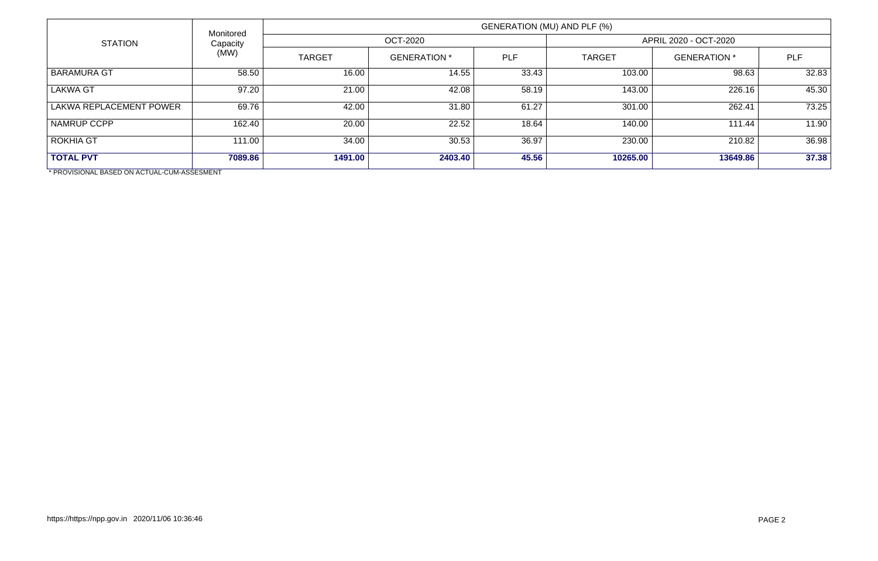| STATION | Monitored Capacity (MW) | GENERATION (MU) AND PLF (%) | | | | | |
|---|---|---|---|---|---|---|---|
| | | OCT-2020 | | | APRIL 2020 - OCT-2020 | | |
| | | TARGET | GENERATION * | PLF | TARGET | GENERATION * | PLF |
| BARAMURA GT | 58.50 | 16.00 | 14.55 | 33.43 | 103.00 | 98.63 | 32.83 |
| LAKWA GT | 97.20 | 21.00 | 42.08 | 58.19 | 143.00 | 226.16 | 45.30 |
| LAKWA REPLACEMENT POWER | 69.76 | 42.00 | 31.80 | 61.27 | 301.00 | 262.41 | 73.25 |
| NAMRUP CCPP | 162.40 | 20.00 | 22.52 | 18.64 | 140.00 | 111.44 | 11.90 |
| ROKHIA GT | 111.00 | 34.00 | 30.53 | 36.97 | 230.00 | 210.82 | 36.98 |
| **TOTAL PVT** | **7089.86** | **1491.00** | **2403.40** | **45.56** | **10265.00** | **13649.86** | **37.38** |

* PROVISIONAL BASED ON ACTUAL-CUM-ASSESMENT

https://https://npp.gov.in 2020/11/06 10:36:46